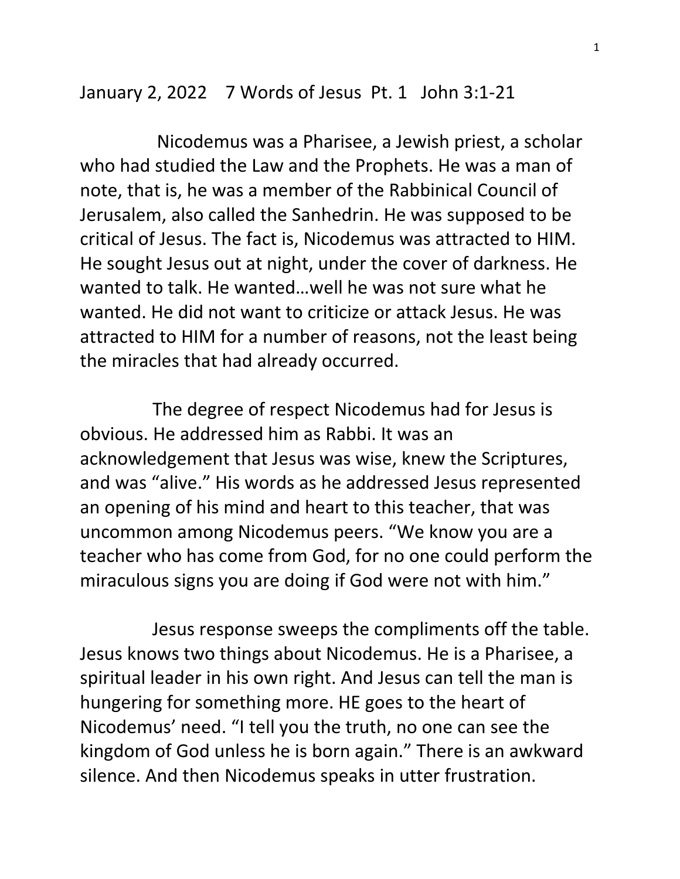January 2, 2022 7 Words of Jesus Pt. 1 John 3:1-21

Nicodemus was a Pharisee, a Jewish priest, a scholar who had studied the Law and the Prophets. He was a man of note, that is, he was a member of the Rabbinical Council of Jerusalem, also called the Sanhedrin. He was supposed to be critical of Jesus. The fact is, Nicodemus was attracted to HIM. He sought Jesus out at night, under the cover of darkness. He wanted to talk. He wanted…well he was not sure what he wanted. He did not want to criticize or attack Jesus. He was attracted to HIM for a number of reasons, not the least being the miracles that had already occurred.

The degree of respect Nicodemus had for Jesus is obvious. He addressed him as Rabbi. It was an acknowledgement that Jesus was wise, knew the Scriptures, and was "alive." His words as he addressed Jesus represented an opening of his mind and heart to this teacher, that was uncommon among Nicodemus peers. "We know you are a teacher who has come from God, for no one could perform the miraculous signs you are doing if God were not with him."

Jesus response sweeps the compliments off the table. Jesus knows two things about Nicodemus. He is a Pharisee, a spiritual leader in his own right. And Jesus can tell the man is hungering for something more. HE goes to the heart of Nicodemus' need. "I tell you the truth, no one can see the kingdom of God unless he is born again." There is an awkward silence. And then Nicodemus speaks in utter frustration.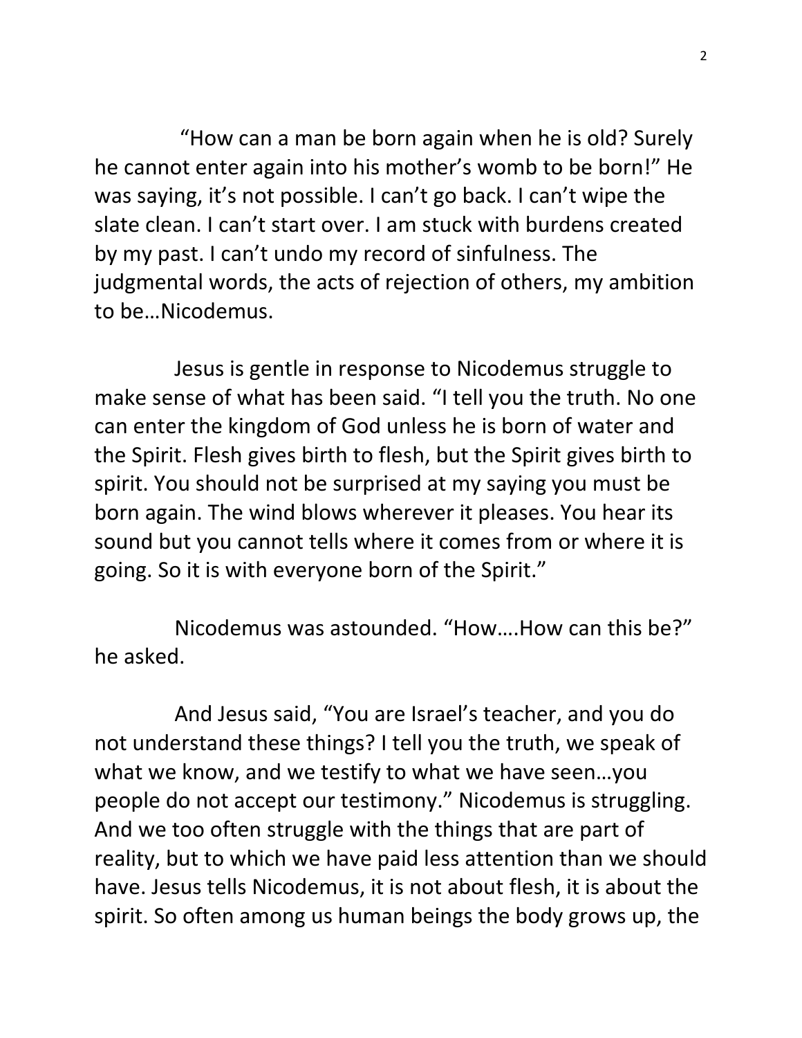"How can a man be born again when he is old? Surely he cannot enter again into his mother's womb to be born!" He was saying, it's not possible. I can't go back. I can't wipe the slate clean. I can't start over. I am stuck with burdens created by my past. I can't undo my record of sinfulness. The judgmental words, the acts of rejection of others, my ambition to be…Nicodemus.

Jesus is gentle in response to Nicodemus struggle to make sense of what has been said. "I tell you the truth. No one can enter the kingdom of God unless he is born of water and the Spirit. Flesh gives birth to flesh, but the Spirit gives birth to spirit. You should not be surprised at my saying you must be born again. The wind blows wherever it pleases. You hear its sound but you cannot tells where it comes from or where it is going. So it is with everyone born of the Spirit."

Nicodemus was astounded. "How….How can this be?" he asked.

And Jesus said, "You are Israel's teacher, and you do not understand these things? I tell you the truth, we speak of what we know, and we testify to what we have seen…you people do not accept our testimony." Nicodemus is struggling. And we too often struggle with the things that are part of reality, but to which we have paid less attention than we should have. Jesus tells Nicodemus, it is not about flesh, it is about the spirit. So often among us human beings the body grows up, the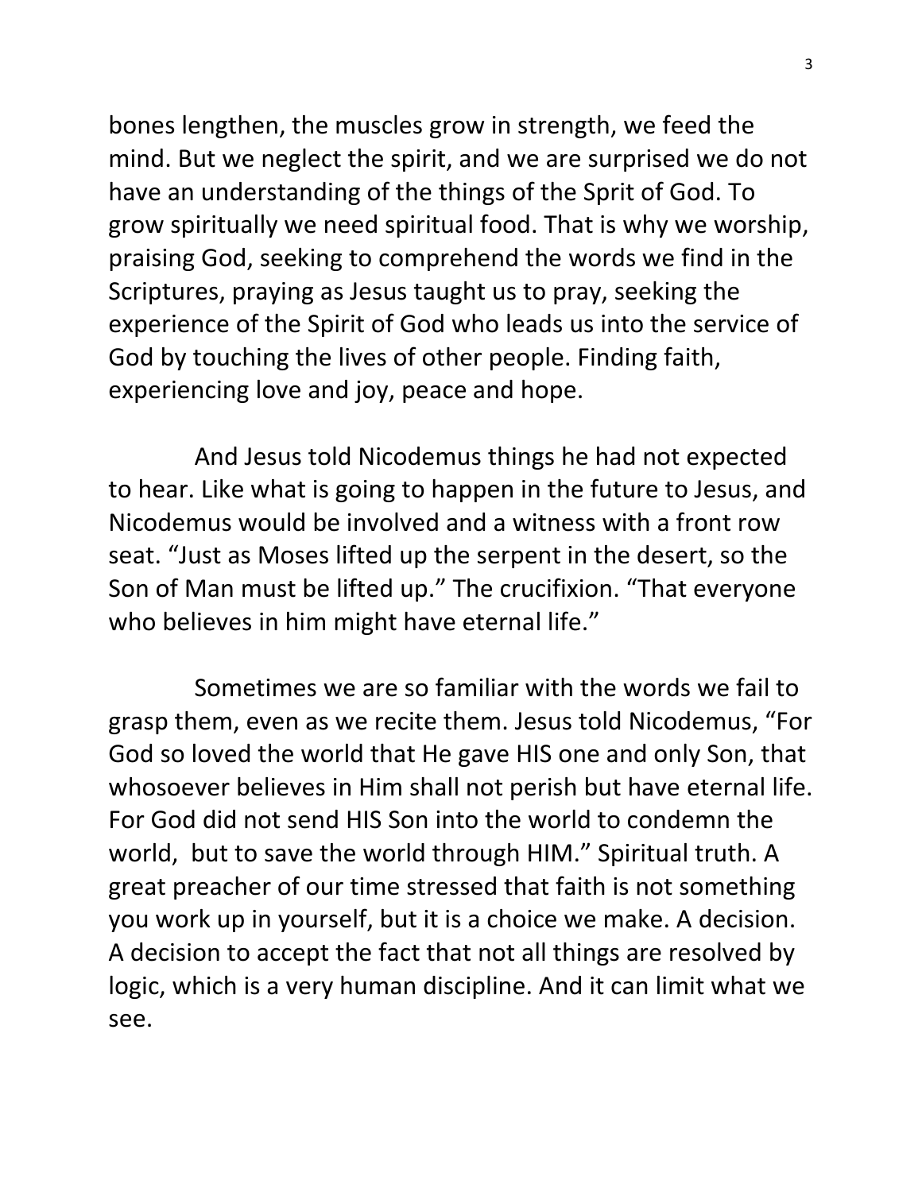bones lengthen, the muscles grow in strength, we feed the mind. But we neglect the spirit, and we are surprised we do not have an understanding of the things of the Sprit of God. To grow spiritually we need spiritual food. That is why we worship, praising God, seeking to comprehend the words we find in the Scriptures, praying as Jesus taught us to pray, seeking the experience of the Spirit of God who leads us into the service of God by touching the lives of other people. Finding faith, experiencing love and joy, peace and hope.

And Jesus told Nicodemus things he had not expected to hear. Like what is going to happen in the future to Jesus, and Nicodemus would be involved and a witness with a front row seat. "Just as Moses lifted up the serpent in the desert, so the Son of Man must be lifted up." The crucifixion. "That everyone who believes in him might have eternal life."

Sometimes we are so familiar with the words we fail to grasp them, even as we recite them. Jesus told Nicodemus, "For God so loved the world that He gave HIS one and only Son, that whosoever believes in Him shall not perish but have eternal life. For God did not send HIS Son into the world to condemn the world, but to save the world through HIM." Spiritual truth. A great preacher of our time stressed that faith is not something you work up in yourself, but it is a choice we make. A decision. A decision to accept the fact that not all things are resolved by logic, which is a very human discipline. And it can limit what we see.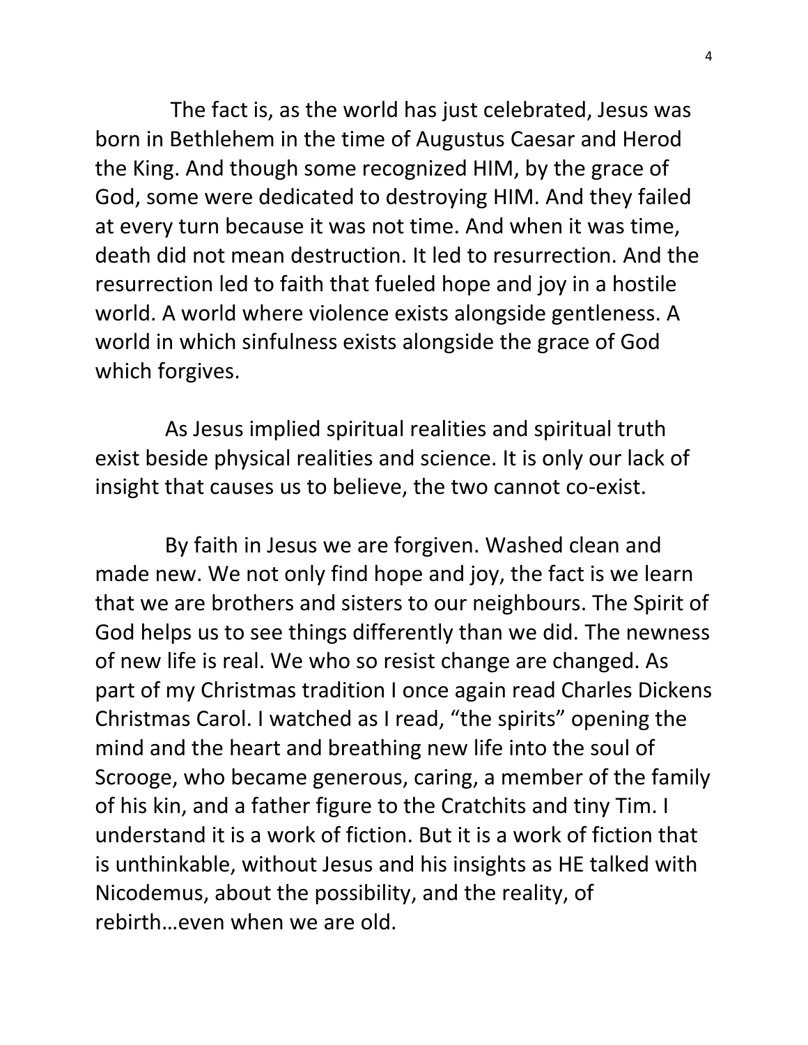The fact is, as the world has just celebrated, Jesus was born in Bethlehem in the time of Augustus Caesar and Herod the King. And though some recognized HIM, by the grace of God, some were dedicated to destroying HIM. And they failed at every turn because it was not time. And when it was time, death did not mean destruction. It led to resurrection. And the resurrection led to faith that fueled hope and joy in a hostile world. A world where violence exists alongside gentleness. A world in which sinfulness exists alongside the grace of God which forgives.

As Jesus implied spiritual realities and spiritual truth exist beside physical realities and science. It is only our lack of insight that causes us to believe, the two cannot co-exist.

By faith in Jesus we are forgiven. Washed clean and made new. We not only find hope and joy, the fact is we learn that we are brothers and sisters to our neighbours. The Spirit of God helps us to see things differently than we did. The newness of new life is real. We who so resist change are changed. As part of my Christmas tradition I once again read Charles Dickens Christmas Carol. I watched as I read, "the spirits" opening the mind and the heart and breathing new life into the soul of Scrooge, who became generous, caring, a member of the family of his kin, and a father figure to the Cratchits and tiny Tim. I understand it is a work of fiction. But it is a work of fiction that is unthinkable, without Jesus and his insights as HE talked with Nicodemus, about the possibility, and the reality, of rebirth…even when we are old.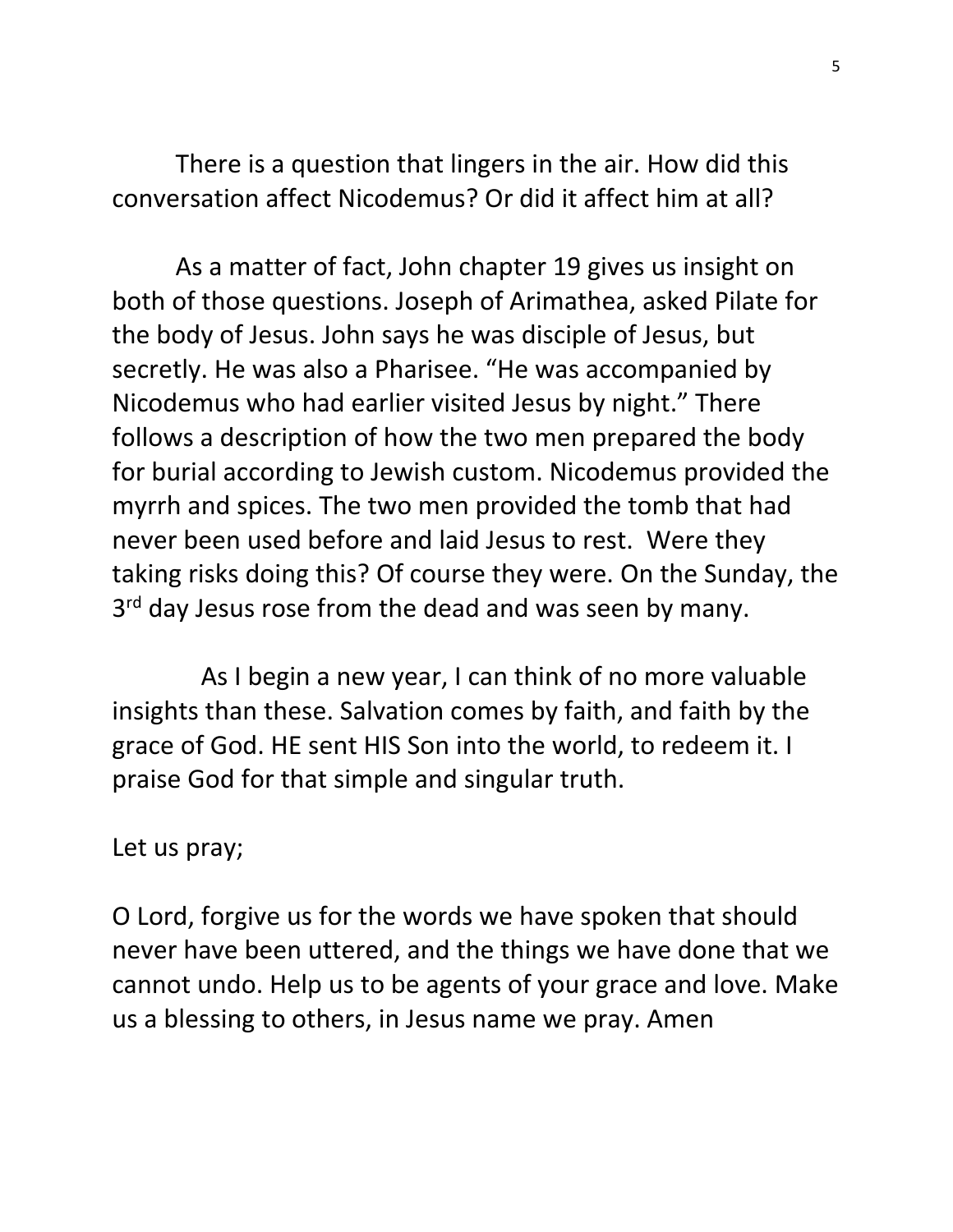There is a question that lingers in the air. How did this conversation affect Nicodemus? Or did it affect him at all?

As a matter of fact, John chapter 19 gives us insight on both of those questions. Joseph of Arimathea, asked Pilate for the body of Jesus. John says he was disciple of Jesus, but secretly. He was also a Pharisee. “He was accompanied by Nicodemus who had earlier visited Jesus by night.” There follows a description of how the two men prepared the body for burial according to Jewish custom. Nicodemus provided the myrrh and spices. The two men provided the tomb that had never been used before and laid Jesus to rest. Were they taking risks doing this? Of course they were. On the Sunday, the 3rd day Jesus rose from the dead and was seen by many.

As I begin a new year, I can think of no more valuable insights than these. Salvation comes by faith, and faith by the grace of God. HE sent HIS Son into the world, to redeem it. I praise God for that simple and singular truth.

Let us pray;

O Lord, forgive us for the words we have spoken that should never have been uttered, and the things we have done that we cannot undo. Help us to be agents of your grace and love. Make us a blessing to others, in Jesus name we pray. Amen